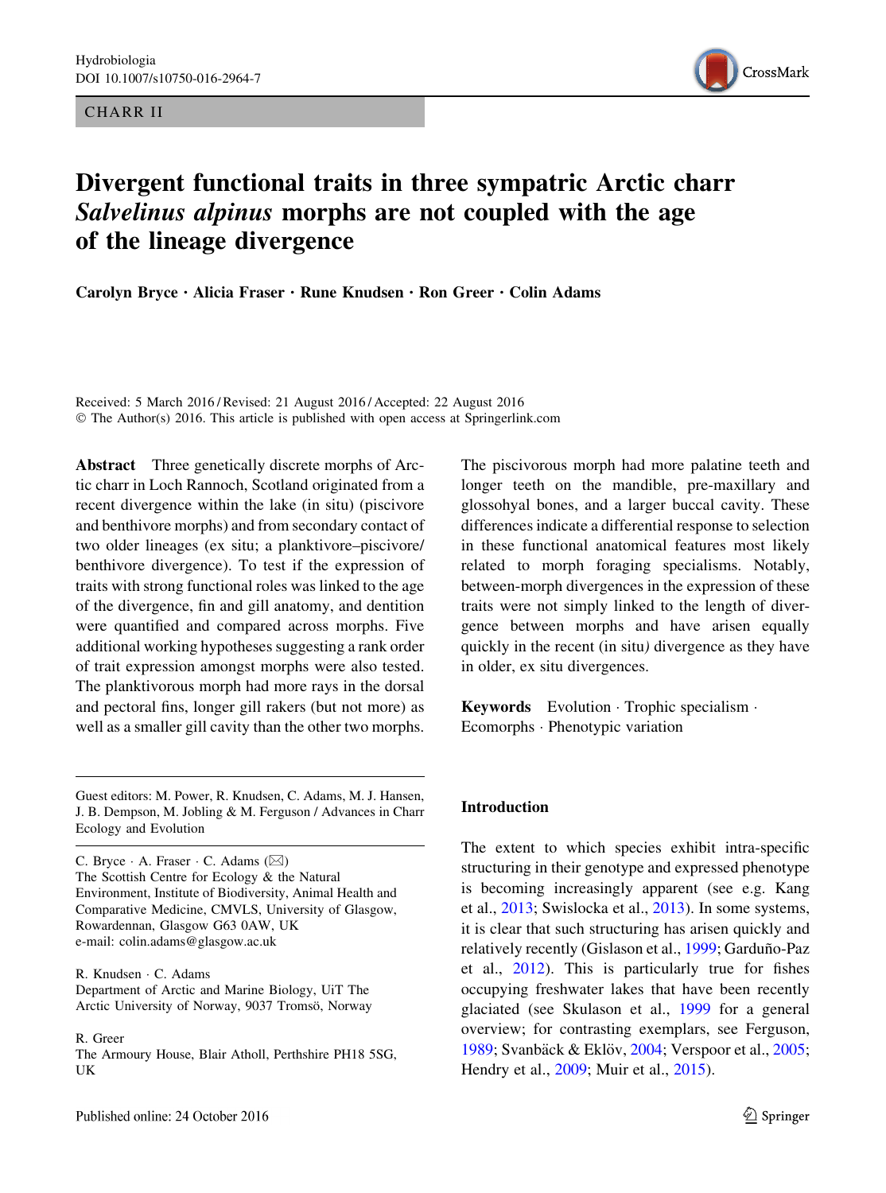CHARR II

# Divergent functional traits in three sympatric Arctic charr *Salvelinus alpinus* morphs are not coupled with the age of the lineage divergence

**Carolyn Bryce · Alicia Fraser · Rune Knudsen · Ron Greer · Colin Adams**

Received: 5 March 2016 / Revised: 21 August 2016 / Accepted: 22 August 2016
© The Author(s) 2016. This article is published with open access at Springerlink.com

**Abstract** Three genetically discrete morphs of Arctic charr in Loch Rannoch, Scotland originated from a recent divergence within the lake (in situ) (piscivore and benthivore morphs) and from secondary contact of two older lineages (ex situ; a planktivore–piscivore/benthivore divergence). To test if the expression of traits with strong functional roles was linked to the age of the divergence, fin and gill anatomy, and dentition were quantified and compared across morphs. Five additional working hypotheses suggesting a rank order of trait expression amongst morphs were also tested. The planktivorous morph had more rays in the dorsal and pectoral fins, longer gill rakers (but not more) as well as a smaller gill cavity than the other two morphs. The piscivorous morph had more palatine teeth and longer teeth on the mandible, pre-maxillary and glossohyal bones, and a larger buccal cavity. These differences indicate a differential response to selection in these functional anatomical features most likely related to morph foraging specialisms. Notably, between-morph divergences in the expression of these traits were not simply linked to the length of divergence between morphs and have arisen equally quickly in the recent (in situ*)* divergence as they have in older, ex situ divergences.

**Keywords** Evolution · Trophic specialism · Ecomorphs · Phenotypic variation

Guest editors: M. Power, R. Knudsen, C. Adams, M. J. Hansen, J. B. Dempson, M. Jobling & M. Ferguson / Advances in Charr Ecology and Evolution

C. Bryce · A. Fraser · C. Adams (✉)
The Scottish Centre for Ecology & the Natural Environment, Institute of Biodiversity, Animal Health and Comparative Medicine, CMVLS, University of Glasgow, Rowardennan, Glasgow G63 0AW, UK
e-mail: colin.adams@glasgow.ac.uk

R. Knudsen · C. Adams
Department of Arctic and Marine Biology, UiT The Arctic University of Norway, 9037 Tromsö, Norway

R. Greer
The Armoury House, Blair Atholl, Perthshire PH18 5SG, UK

## Introduction

The extent to which species exhibit intra-specific structuring in their genotype and expressed phenotype is becoming increasingly apparent (see e.g. Kang et al., 2013; Swislocka et al., 2013). In some systems, it is clear that such structuring has arisen quickly and relatively recently (Gislason et al., 1999; Garduño-Paz et al., 2012). This is particularly true for fishes occupying freshwater lakes that have been recently glaciated (see Skulason et al., 1999 for a general overview; for contrasting exemplars, see Ferguson, 1989; Svanbäck & Eklöv, 2004; Verspoor et al., 2005; Hendry et al., 2009; Muir et al., 2015).

Published online: 24 October 2016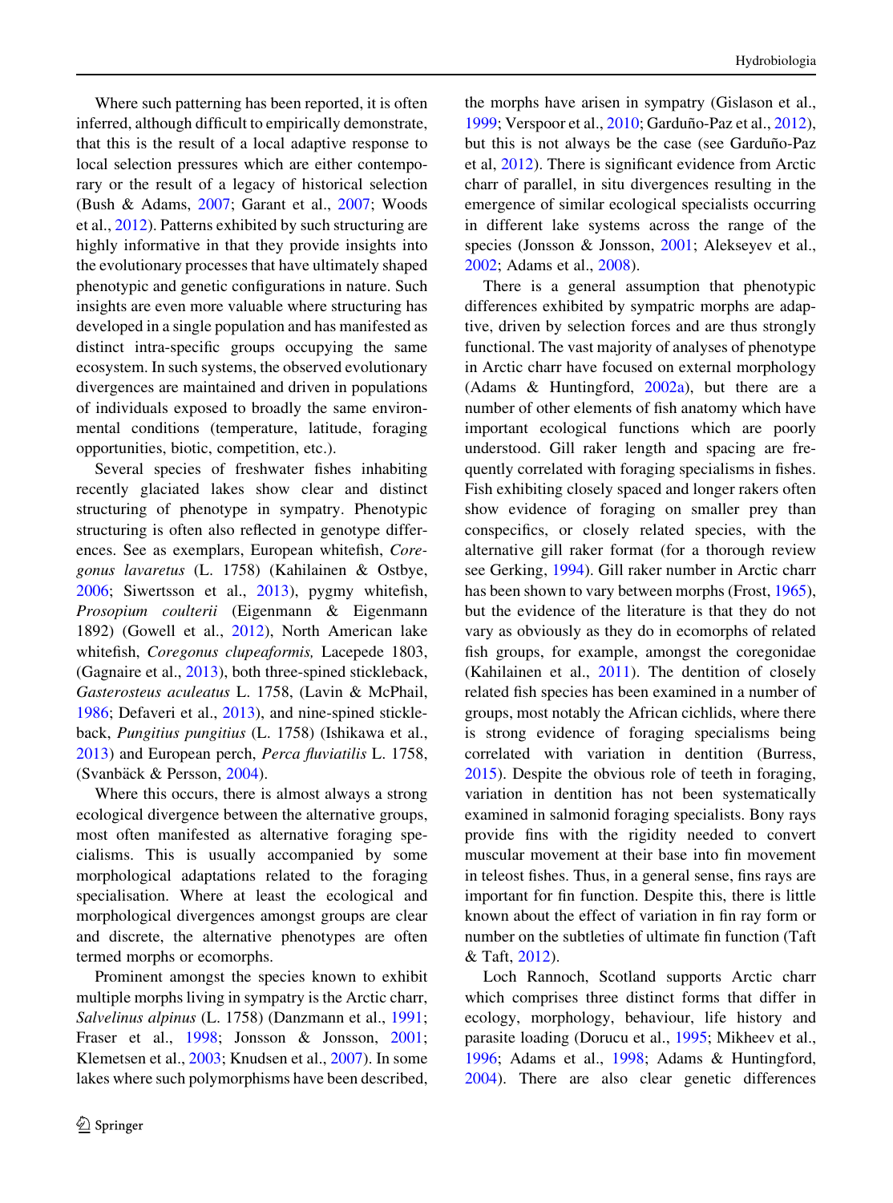Where such patterning has been reported, it is often inferred, although difficult to empirically demonstrate, that this is the result of a local adaptive response to local selection pressures which are either contemporary or the result of a legacy of historical selection (Bush & Adams, 2007; Garant et al., 2007; Woods et al., 2012). Patterns exhibited by such structuring are highly informative in that they provide insights into the evolutionary processes that have ultimately shaped phenotypic and genetic configurations in nature. Such insights are even more valuable where structuring has developed in a single population and has manifested as distinct intra-specific groups occupying the same ecosystem. In such systems, the observed evolutionary divergences are maintained and driven in populations of individuals exposed to broadly the same environmental conditions (temperature, latitude, foraging opportunities, biotic, competition, etc.).

Several species of freshwater fishes inhabiting recently glaciated lakes show clear and distinct structuring of phenotype in sympatry. Phenotypic structuring is often also reflected in genotype differences. See as exemplars, European whitefish, *Coregonus lavaretus* (L. 1758) (Kahilainen & Ostbye, 2006; Siwertsson et al., 2013), pygmy whitefish, *Prosopium coulterii* (Eigenmann & Eigenmann 1892) (Gowell et al., 2012), North American lake whitefish, *Coregonus clupeaformis,* Lacepede 1803, (Gagnaire et al., 2013), both three-spined stickleback, *Gasterosteus aculeatus* L. 1758, (Lavin & McPhail, 1986; Defaveri et al., 2013), and nine-spined stickleback, *Pungitius pungitius* (L. 1758) (Ishikawa et al., 2013) and European perch, *Perca fluviatilis* L. 1758, (Svanbäck & Persson, 2004).

Where this occurs, there is almost always a strong ecological divergence between the alternative groups, most often manifested as alternative foraging specialisms. This is usually accompanied by some morphological adaptations related to the foraging specialisation. Where at least the ecological and morphological divergences amongst groups are clear and discrete, the alternative phenotypes are often termed morphs or ecomorphs.

Prominent amongst the species known to exhibit multiple morphs living in sympatry is the Arctic charr, *Salvelinus alpinus* (L. 1758) (Danzmann et al., 1991; Fraser et al., 1998; Jonsson & Jonsson, 2001; Klemetsen et al., 2003; Knudsen et al., 2007). In some lakes where such polymorphisms have been described, the morphs have arisen in sympatry (Gislason et al., 1999; Verspoor et al., 2010; Garduño-Paz et al., 2012), but this is not always be the case (see Garduño-Paz et al, 2012). There is significant evidence from Arctic charr of parallel, in situ divergences resulting in the emergence of similar ecological specialists occurring in different lake systems across the range of the species (Jonsson & Jonsson, 2001; Alekseyev et al., 2002; Adams et al., 2008).

There is a general assumption that phenotypic differences exhibited by sympatric morphs are adaptive, driven by selection forces and are thus strongly functional. The vast majority of analyses of phenotype in Arctic charr have focused on external morphology (Adams & Huntingford, 2002a), but there are a number of other elements of fish anatomy which have important ecological functions which are poorly understood. Gill raker length and spacing are frequently correlated with foraging specialisms in fishes. Fish exhibiting closely spaced and longer rakers often show evidence of foraging on smaller prey than conspecifics, or closely related species, with the alternative gill raker format (for a thorough review see Gerking, 1994). Gill raker number in Arctic charr has been shown to vary between morphs (Frost, 1965), but the evidence of the literature is that they do not vary as obviously as they do in ecomorphs of related fish groups, for example, amongst the coregonidae (Kahilainen et al., 2011). The dentition of closely related fish species has been examined in a number of groups, most notably the African cichlids, where there is strong evidence of foraging specialisms being correlated with variation in dentition (Burress, 2015). Despite the obvious role of teeth in foraging, variation in dentition has not been systematically examined in salmonid foraging specialists. Bony rays provide fins with the rigidity needed to convert muscular movement at their base into fin movement in teleost fishes. Thus, in a general sense, fins rays are important for fin function. Despite this, there is little known about the effect of variation in fin ray form or number on the subtleties of ultimate fin function (Taft & Taft, 2012).

Loch Rannoch, Scotland supports Arctic charr which comprises three distinct forms that differ in ecology, morphology, behaviour, life history and parasite loading (Dorucu et al., 1995; Mikheev et al., 1996; Adams et al., 1998; Adams & Huntingford, 2004). There are also clear genetic differences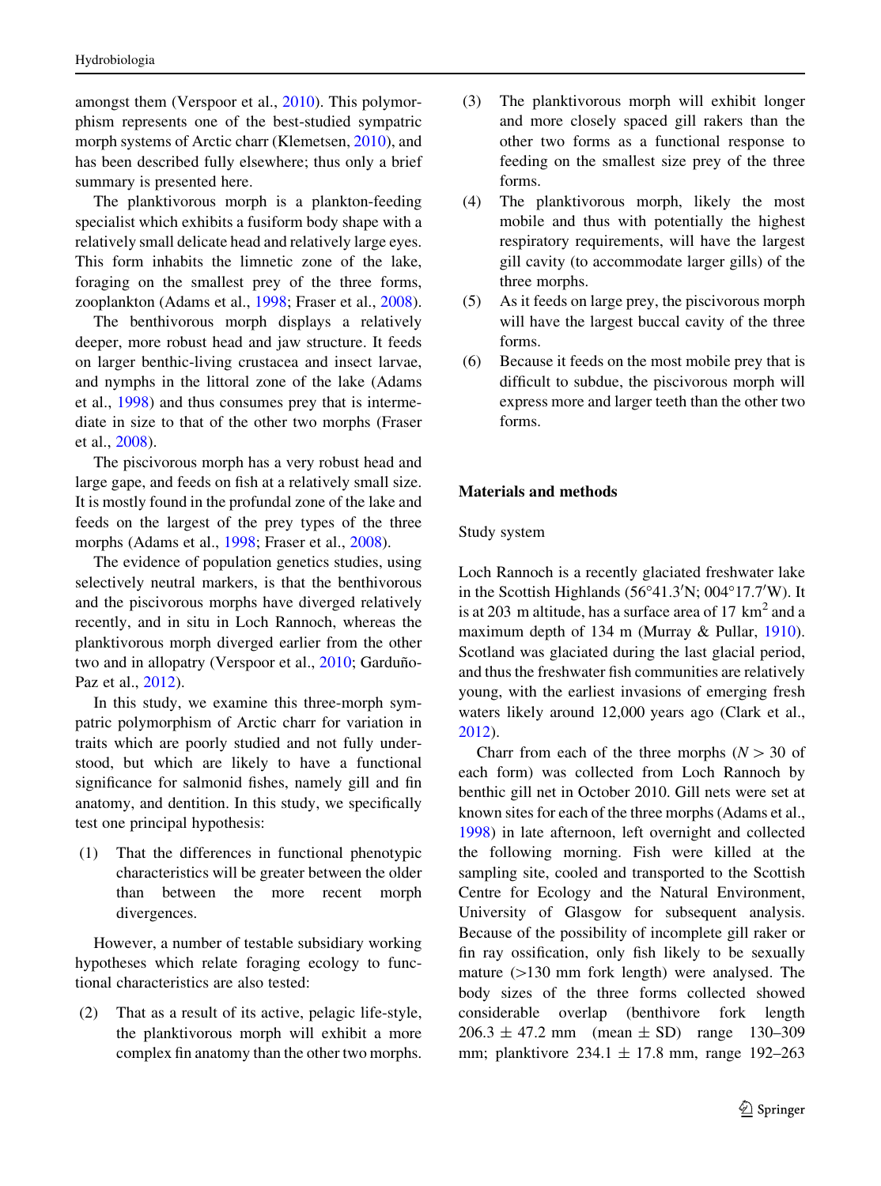amongst them (Verspoor et al., 2010). This polymorphism represents one of the best-studied sympatric morph systems of Arctic charr (Klemetsen, 2010), and has been described fully elsewhere; thus only a brief summary is presented here.

The planktivorous morph is a plankton-feeding specialist which exhibits a fusiform body shape with a relatively small delicate head and relatively large eyes. This form inhabits the limnetic zone of the lake, foraging on the smallest prey of the three forms, zooplankton (Adams et al., 1998; Fraser et al., 2008).

The benthivorous morph displays a relatively deeper, more robust head and jaw structure. It feeds on larger benthic-living crustacea and insect larvae, and nymphs in the littoral zone of the lake (Adams et al., 1998) and thus consumes prey that is intermediate in size to that of the other two morphs (Fraser et al., 2008).

The piscivorous morph has a very robust head and large gape, and feeds on fish at a relatively small size. It is mostly found in the profundal zone of the lake and feeds on the largest of the prey types of the three morphs (Adams et al., 1998; Fraser et al., 2008).

The evidence of population genetics studies, using selectively neutral markers, is that the benthivorous and the piscivorous morphs have diverged relatively recently, and in situ in Loch Rannoch, whereas the planktivorous morph diverged earlier from the other two and in allopatry (Verspoor et al., 2010; Garduño-Paz et al., 2012).

In this study, we examine this three-morph sympatric polymorphism of Arctic charr for variation in traits which are poorly studied and not fully understood, but which are likely to have a functional significance for salmonid fishes, namely gill and fin anatomy, and dentition. In this study, we specifically test one principal hypothesis:

(1) That the differences in functional phenotypic characteristics will be greater between the older than between the more recent morph divergences.

However, a number of testable subsidiary working hypotheses which relate foraging ecology to functional characteristics are also tested:

(2) That as a result of its active, pelagic life-style, the planktivorous morph will exhibit a more complex fin anatomy than the other two morphs.

(3) The planktivorous morph will exhibit longer and more closely spaced gill rakers than the other two forms as a functional response to feeding on the smallest size prey of the three forms.

(4) The planktivorous morph, likely the most mobile and thus with potentially the highest respiratory requirements, will have the largest gill cavity (to accommodate larger gills) of the three morphs.

(5) As it feeds on large prey, the piscivorous morph will have the largest buccal cavity of the three forms.

(6) Because it feeds on the most mobile prey that is difficult to subdue, the piscivorous morph will express more and larger teeth than the other two forms.

## Materials and methods

### Study system

Loch Rannoch is a recently glaciated freshwater lake in the Scottish Highlands (56°41.3′N; 004°17.7′W). It is at 203 m altitude, has a surface area of 17 km$^2$ and a maximum depth of 134 m (Murray & Pullar, 1910). Scotland was glaciated during the last glacial period, and thus the freshwater fish communities are relatively young, with the earliest invasions of emerging fresh waters likely around 12,000 years ago (Clark et al., 2012).

Charr from each of the three morphs ($N > 30$ of each form) was collected from Loch Rannoch by benthic gill net in October 2010. Gill nets were set at known sites for each of the three morphs (Adams et al., 1998) in late afternoon, left overnight and collected the following morning. Fish were killed at the sampling site, cooled and transported to the Scottish Centre for Ecology and the Natural Environment, University of Glasgow for subsequent analysis. Because of the possibility of incomplete gill raker or fin ray ossification, only fish likely to be sexually mature (>130 mm fork length) were analysed. The body sizes of the three forms collected showed considerable overlap (benthivore fork length 206.3 ± 47.2 mm (mean ± SD) range 130–309 mm; planktivore 234.1 ± 17.8 mm, range 192–263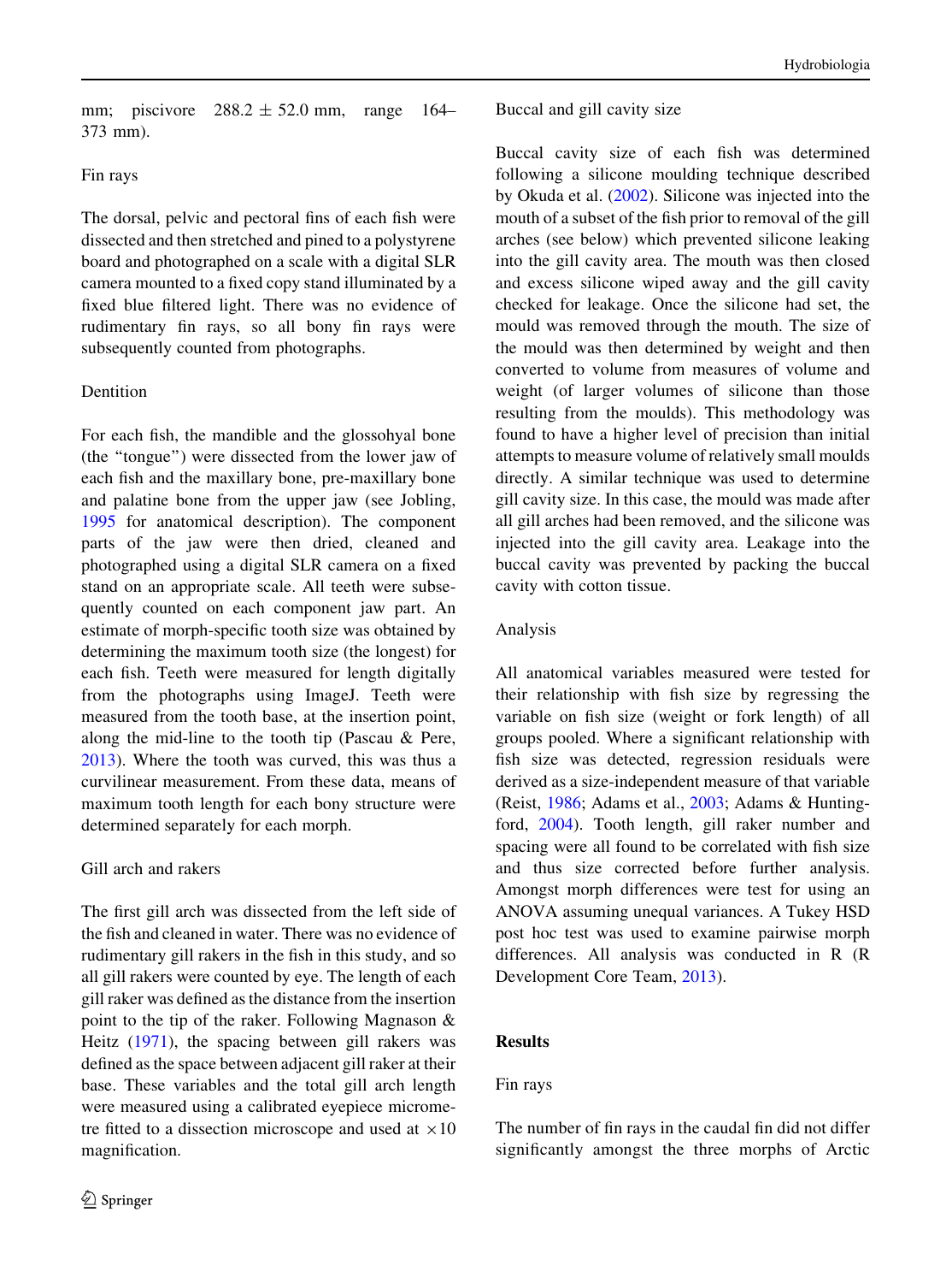mm; piscivore 288.2 ± 52.0 mm, range 164–373 mm).

### Fin rays

The dorsal, pelvic and pectoral fins of each fish were dissected and then stretched and pined to a polystyrene board and photographed on a scale with a digital SLR camera mounted to a fixed copy stand illuminated by a fixed blue filtered light. There was no evidence of rudimentary fin rays, so all bony fin rays were subsequently counted from photographs.

### Dentition

For each fish, the mandible and the glossohyal bone (the "tongue") were dissected from the lower jaw of each fish and the maxillary bone, pre-maxillary bone and palatine bone from the upper jaw (see Jobling, 1995 for anatomical description). The component parts of the jaw were then dried, cleaned and photographed using a digital SLR camera on a fixed stand on an appropriate scale. All teeth were subsequently counted on each component jaw part. An estimate of morph-specific tooth size was obtained by determining the maximum tooth size (the longest) for each fish. Teeth were measured for length digitally from the photographs using ImageJ. Teeth were measured from the tooth base, at the insertion point, along the mid-line to the tooth tip (Pascau & Pere, 2013). Where the tooth was curved, this was thus a curvilinear measurement. From these data, means of maximum tooth length for each bony structure were determined separately for each morph.

### Gill arch and rakers

The first gill arch was dissected from the left side of the fish and cleaned in water. There was no evidence of rudimentary gill rakers in the fish in this study, and so all gill rakers were counted by eye. The length of each gill raker was defined as the distance from the insertion point to the tip of the raker. Following Magnason & Heitz (1971), the spacing between gill rakers was defined as the space between adjacent gill raker at their base. These variables and the total gill arch length were measured using a calibrated eyepiece micrometre fitted to a dissection microscope and used at ×10 magnification.

### Buccal and gill cavity size

Buccal cavity size of each fish was determined following a silicone moulding technique described by Okuda et al. (2002). Silicone was injected into the mouth of a subset of the fish prior to removal of the gill arches (see below) which prevented silicone leaking into the gill cavity area. The mouth was then closed and excess silicone wiped away and the gill cavity checked for leakage. Once the silicone had set, the mould was removed through the mouth. The size of the mould was then determined by weight and then converted to volume from measures of volume and weight (of larger volumes of silicone than those resulting from the moulds). This methodology was found to have a higher level of precision than initial attempts to measure volume of relatively small moulds directly. A similar technique was used to determine gill cavity size. In this case, the mould was made after all gill arches had been removed, and the silicone was injected into the gill cavity area. Leakage into the buccal cavity was prevented by packing the buccal cavity with cotton tissue.

### Analysis

All anatomical variables measured were tested for their relationship with fish size by regressing the variable on fish size (weight or fork length) of all groups pooled. Where a significant relationship with fish size was detected, regression residuals were derived as a size-independent measure of that variable (Reist, 1986; Adams et al., 2003; Adams & Huntingford, 2004). Tooth length, gill raker number and spacing were all found to be correlated with fish size and thus size corrected before further analysis. Amongst morph differences were test for using an ANOVA assuming unequal variances. A Tukey HSD post hoc test was used to examine pairwise morph differences. All analysis was conducted in R (R Development Core Team, 2013).

## Results

### Fin rays

The number of fin rays in the caudal fin did not differ significantly amongst the three morphs of Arctic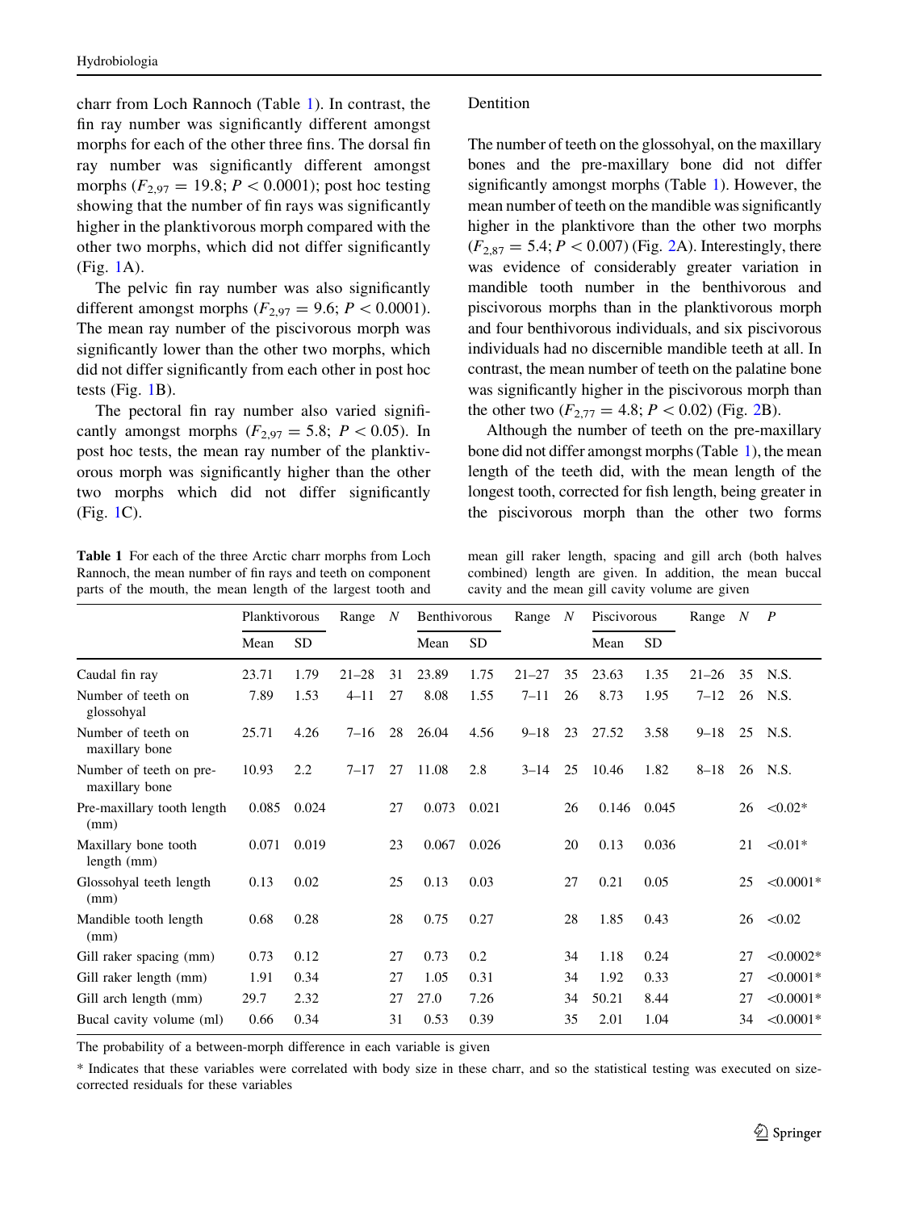charr from Loch Rannoch (Table 1). In contrast, the fin ray number was significantly different amongst morphs for each of the other three fins. The dorsal fin ray number was significantly different amongst morphs ($F_{2,97} = 19.8$; $P < 0.0001$); post hoc testing showing that the number of fin rays was significantly higher in the planktivorous morph compared with the other two morphs, which did not differ significantly (Fig. 1A).

The pelvic fin ray number was also significantly different amongst morphs ($F_{2,97} = 9.6$; $P < 0.0001$). The mean ray number of the piscivorous morph was significantly lower than the other two morphs, which did not differ significantly from each other in post hoc tests (Fig. 1B).

The pectoral fin ray number also varied significantly amongst morphs ($F_{2,97} = 5.8$; $P < 0.05$). In post hoc tests, the mean ray number of the planktivorous morph was significantly higher than the other two morphs which did not differ significantly (Fig. 1C).

## Dentition

The number of teeth on the glossohyal, on the maxillary bones and the pre-maxillary bone did not differ significantly amongst morphs (Table 1). However, the mean number of teeth on the mandible was significantly higher in the planktivore than the other two morphs ($F_{2,87} = 5.4$; $P < 0.007$) (Fig. 2A). Interestingly, there was evidence of considerably greater variation in mandible tooth number in the benthivorous and piscivorous morphs than in the planktivorous morph and four benthivorous individuals, and six piscivorous individuals had no discernible mandible teeth at all. In contrast, the mean number of teeth on the palatine bone was significantly higher in the piscivorous morph than the other two ($F_{2,77} = 4.8$; $P < 0.02$) (Fig. 2B).

Although the number of teeth on the pre-maxillary bone did not differ amongst morphs (Table 1), the mean length of the teeth did, with the mean length of the longest tooth, corrected for fish length, being greater in the piscivorous morph than the other two forms

**Table 1** For each of the three Arctic charr morphs from Loch Rannoch, the mean number of fin rays and teeth on component parts of the mouth, the mean length of the largest tooth and mean gill raker length, spacing and gill arch (both halves combined) length are given. In addition, the mean buccal cavity and the mean gill cavity volume are given

| | Planktivorous | | Range | N | Benthivorous | | Range | N | Piscivorous | | Range | N | P |
|---|---|---|---|---|---|---|---|---|---|---|---|---|---|
| | Mean | SD | | | Mean | SD | | | Mean | SD | | | |
| Caudal fin ray | 23.71 | 1.79 | 21–28 | 31 | 23.89 | 1.75 | 21–27 | 35 | 23.63 | 1.35 | 21–26 | 35 | N.S. |
| Number of teeth on glossohyal | 7.89 | 1.53 | 4–11 | 27 | 8.08 | 1.55 | 7–11 | 26 | 8.73 | 1.95 | 7–12 | 26 | N.S. |
| Number of teeth on maxillary bone | 25.71 | 4.26 | 7–16 | 28 | 26.04 | 4.56 | 9–18 | 23 | 27.52 | 3.58 | 9–18 | 25 | N.S. |
| Number of teeth on pre-maxillary bone | 10.93 | 2.2 | 7–17 | 27 | 11.08 | 2.8 | 3–14 | 25 | 10.46 | 1.82 | 8–18 | 26 | N.S. |
| Pre-maxillary tooth length (mm) | 0.085 | 0.024 | | 27 | 0.073 | 0.021 | | 26 | 0.146 | 0.045 | | 26 | <0.02* |
| Maxillary bone tooth length (mm) | 0.071 | 0.019 | | 23 | 0.067 | 0.026 | | 20 | 0.13 | 0.036 | | 21 | <0.01* |
| Glossohyal teeth length (mm) | 0.13 | 0.02 | | 25 | 0.13 | 0.03 | | 27 | 0.21 | 0.05 | | 25 | <0.0001* |
| Mandible tooth length (mm) | 0.68 | 0.28 | | 28 | 0.75 | 0.27 | | 28 | 1.85 | 0.43 | | 26 | <0.02 |
| Gill raker spacing (mm) | 0.73 | 0.12 | | 27 | 0.73 | 0.2 | | 34 | 1.18 | 0.24 | | 27 | <0.0002* |
| Gill raker length (mm) | 1.91 | 0.34 | | 27 | 1.05 | 0.31 | | 34 | 1.92 | 0.33 | | 27 | <0.0001* |
| Gill arch length (mm) | 29.7 | 2.32 | | 27 | 27.0 | 7.26 | | 34 | 50.21 | 8.44 | | 27 | <0.0001* |
| Bucal cavity volume (ml) | 0.66 | 0.34 | | 31 | 0.53 | 0.39 | | 35 | 2.01 | 1.04 | | 34 | <0.0001* |

The probability of a between-morph difference in each variable is given

* Indicates that these variables were correlated with body size in these charr, and so the statistical testing was executed on size-corrected residuals for these variables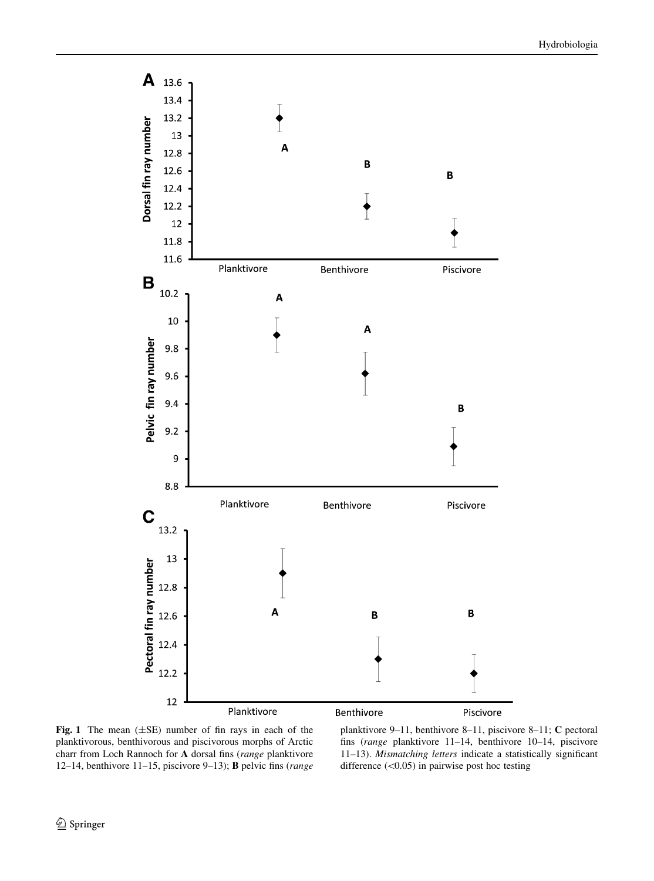**Fig. 1** The mean (±SE) number of fin rays in each of the planktivorous, benthivorous and piscivorous morphs of Arctic charr from Loch Rannoch for **A** dorsal fins (*range* planktivore 12–14, benthivore 11–15, piscivore 9–13); **B** pelvic fins (*range* planktivore 9–11, benthivore 8–11, piscivore 8–11; **C** pectoral fins (*range* planktivore 11–14, benthivore 10–14, piscivore 11–13). *Mismatching letters* indicate a statistically significant difference (<0.05) in pairwise post hoc testing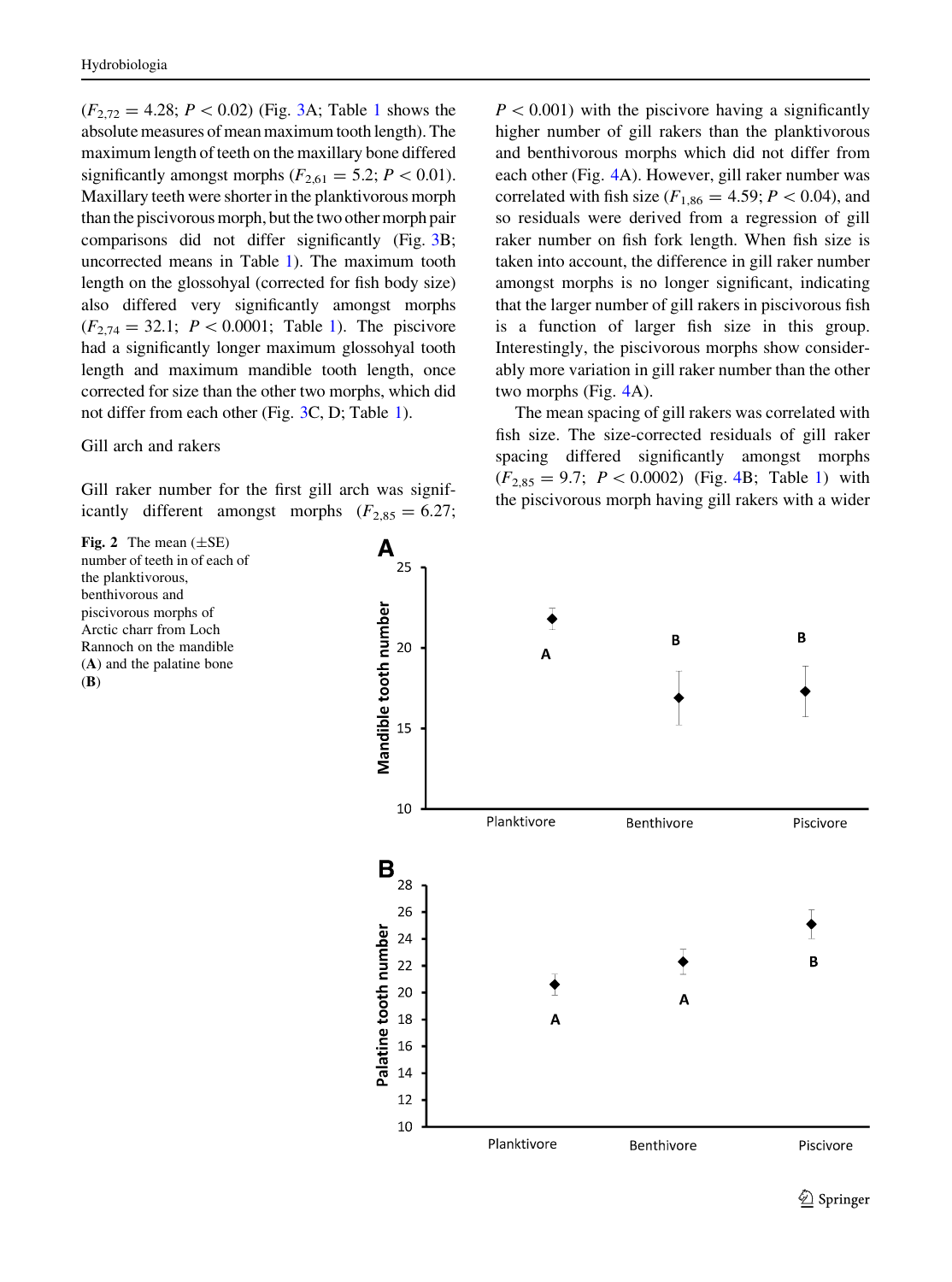($F_{2,72} = 4.28$; $P < 0.02$) (Fig. 3A; Table 1 shows the absolute measures of mean maximum tooth length). The maximum length of teeth on the maxillary bone differed significantly amongst morphs ($F_{2,61} = 5.2$; $P < 0.01$). Maxillary teeth were shorter in the planktivorous morph than the piscivorous morph, but the two other morph pair comparisons did not differ significantly (Fig. 3B; uncorrected means in Table 1). The maximum tooth length on the glossohyal (corrected for fish body size) also differed very significantly amongst morphs ($F_{2,74} = 32.1$; $P < 0.0001$; Table 1). The piscivore had a significantly longer maximum glossohyal tooth length and maximum mandible tooth length, once corrected for size than the other two morphs, which did not differ from each other (Fig. 3C, D; Table 1).

## Gill arch and rakers

Gill raker number for the first gill arch was significantly different amongst morphs ($F_{2,85} = 6.27$; $P < 0.001$) with the piscivore having a significantly higher number of gill rakers than the planktivorous and benthivorous morphs which did not differ from each other (Fig. 4A). However, gill raker number was correlated with fish size ($F_{1,86} = 4.59$; $P < 0.04$), and so residuals were derived from a regression of gill raker number on fish fork length. When fish size is taken into account, the difference in gill raker number amongst morphs is no longer significant, indicating that the larger number of gill rakers in piscivorous fish is a function of larger fish size in this group. Interestingly, the piscivorous morphs show considerably more variation in gill raker number than the other two morphs (Fig. 4A).

The mean spacing of gill rakers was correlated with fish size. The size-corrected residuals of gill raker spacing differed significantly amongst morphs ($F_{2,85} = 9.7$; $P < 0.0002$) (Fig. 4B; Table 1) with the piscivorous morph having gill rakers with a wider

**Fig. 2** The mean (±SE) number of teeth in of each of the planktivorous, benthivorous and piscivorous morphs of Arctic charr from Loch Rannoch on the mandible (**A**) and the palatine bone (**B**)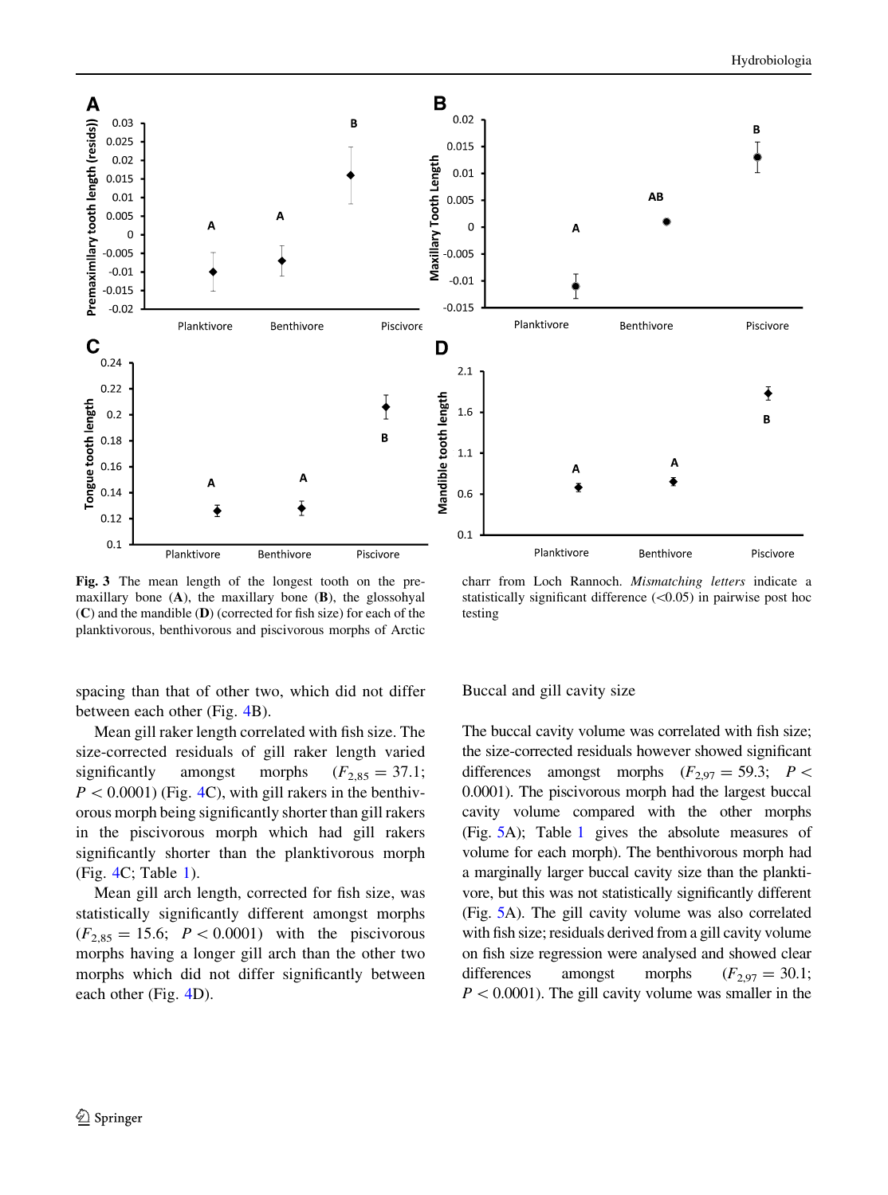**Fig. 3** The mean length of the longest tooth on the premaxillary bone (**A**), the maxillary bone (**B**), the glossohyal (**C**) and the mandible (**D**) (corrected for fish size) for each of the planktivorous, benthivorous and piscivorous morphs of Arctic charr from Loch Rannoch. *Mismatching letters* indicate a statistically significant difference (<0.05) in pairwise post hoc testing

spacing than that of other two, which did not differ between each other (Fig. 4B).

Mean gill raker length correlated with fish size. The size-corrected residuals of gill raker length varied significantly amongst morphs ($F_{2,85} = 37.1$; $P < 0.0001$) (Fig. 4C), with gill rakers in the benthivorous morph being significantly shorter than gill rakers in the piscivorous morph which had gill rakers significantly shorter than the planktivorous morph (Fig. 4C; Table 1).

Mean gill arch length, corrected for fish size, was statistically significantly different amongst morphs ($F_{2,85} = 15.6$; $P < 0.0001$) with the piscivorous morphs having a longer gill arch than the other two morphs which did not differ significantly between each other (Fig. 4D).

## Buccal and gill cavity size

The buccal cavity volume was correlated with fish size; the size-corrected residuals however showed significant differences amongst morphs ($F_{2,97} = 59.3$; $P < 0.0001$). The piscivorous morph had the largest buccal cavity volume compared with the other morphs (Fig. 5A); Table 1 gives the absolute measures of volume for each morph). The benthivorous morph had a marginally larger buccal cavity size than the planktivore, but this was not statistically significantly different (Fig. 5A). The gill cavity volume was also correlated with fish size; residuals derived from a gill cavity volume on fish size regression were analysed and showed clear differences amongst morphs ($F_{2,97} = 30.1$; $P < 0.0001$). The gill cavity volume was smaller in the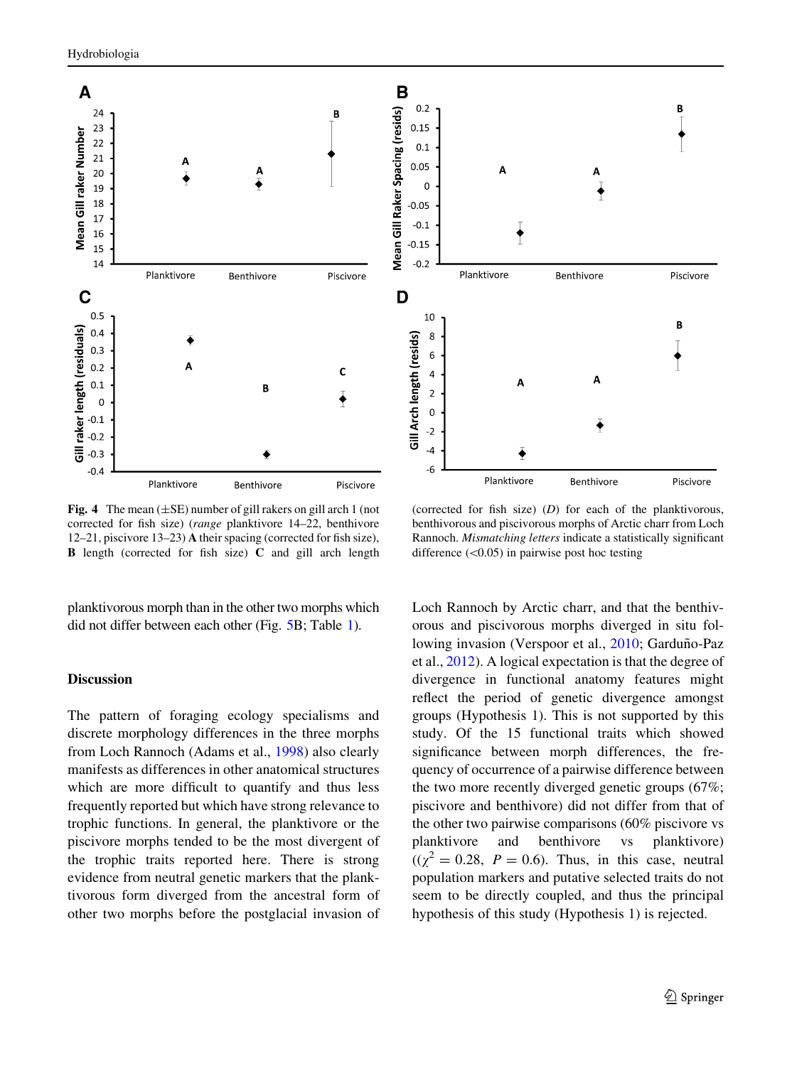**Fig. 4** The mean (±SE) number of gill rakers on gill arch 1 (not corrected for fish size) (*range* planktivore 14–22, benthivore 12–21, piscivore 13–23) **A** their spacing (corrected for fish size), **B** length (corrected for fish size) **C** and gill arch length (corrected for fish size) (*D*) for each of the planktivorous, benthivorous and piscivorous morphs of Arctic charr from Loch Rannoch. *Mismatching letters* indicate a statistically significant difference (<0.05) in pairwise post hoc testing

planktivorous morph than in the other two morphs which did not differ between each other (Fig. 5B; Table 1).

## Discussion

The pattern of foraging ecology specialisms and discrete morphology differences in the three morphs from Loch Rannoch (Adams et al., 1998) also clearly manifests as differences in other anatomical structures which are more difficult to quantify and thus less frequently reported but which have strong relevance to trophic functions. In general, the planktivore or the piscivore morphs tended to be the most divergent of the trophic traits reported here. There is strong evidence from neutral genetic markers that the planktivorous form diverged from the ancestral form of other two morphs before the postglacial invasion of Loch Rannoch by Arctic charr, and that the benthivorous and piscivorous morphs diverged in situ following invasion (Verspoor et al., 2010; Garduño-Paz et al., 2012). A logical expectation is that the degree of divergence in functional anatomy features might reflect the period of genetic divergence amongst groups (Hypothesis 1). This is not supported by this study. Of the 15 functional traits which showed significance between morph differences, the frequency of occurrence of a pairwise difference between the two more recently diverged genetic groups (67%; piscivore and benthivore) did not differ from that of the other two pairwise comparisons (60% piscivore vs planktivore and benthivore vs planktivore) ($(\chi^2 = 0.28,\ P = 0.6)$. Thus, in this case, neutral population markers and putative selected traits do not seem to be directly coupled, and thus the principal hypothesis of this study (Hypothesis 1) is rejected.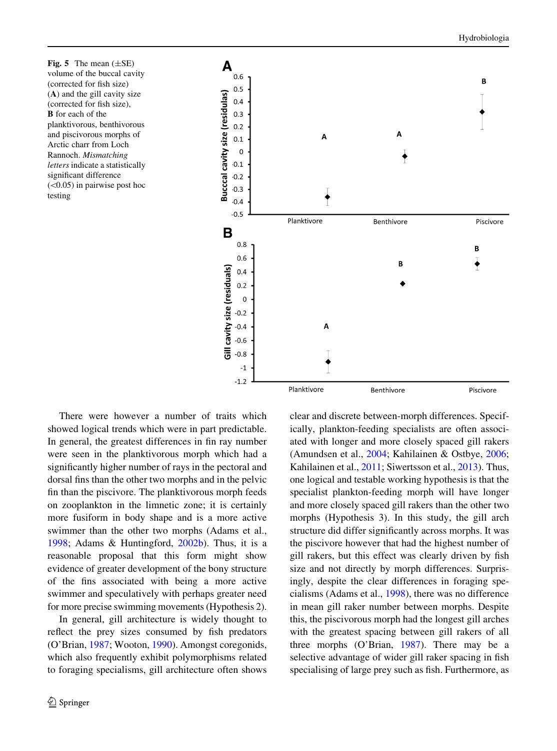**Fig. 5** The mean (±SE) volume of the buccal cavity (corrected for fish size) (**A**) and the gill cavity size (corrected for fish size), **B** for each of the planktivorous, benthivorous and piscivorous morphs of Arctic charr from Loch Rannoch. *Mismatching letters* indicate a statistically significant difference (<0.05) in pairwise post hoc testing

There were however a number of traits which showed logical trends which were in part predictable. In general, the greatest differences in fin ray number were seen in the planktivorous morph which had a significantly higher number of rays in the pectoral and dorsal fins than the other two morphs and in the pelvic fin than the piscivore. The planktivorous morph feeds on zooplankton in the limnetic zone; it is certainly more fusiform in body shape and is a more active swimmer than the other two morphs (Adams et al., 1998; Adams & Huntingford, 2002b). Thus, it is a reasonable proposal that this form might show evidence of greater development of the bony structure of the fins associated with being a more active swimmer and speculatively with perhaps greater need for more precise swimming movements (Hypothesis 2).

In general, gill architecture is widely thought to reflect the prey sizes consumed by fish predators (O'Brian, 1987; Wooton, 1990). Amongst coregonids, which also frequently exhibit polymorphisms related to foraging specialisms, gill architecture often shows clear and discrete between-morph differences. Specifically, plankton-feeding specialists are often associated with longer and more closely spaced gill rakers (Amundsen et al., 2004; Kahilainen & Ostbye, 2006; Kahilainen et al., 2011; Siwertsson et al., 2013). Thus, one logical and testable working hypothesis is that the specialist plankton-feeding morph will have longer and more closely spaced gill rakers than the other two morphs (Hypothesis 3). In this study, the gill arch structure did differ significantly across morphs. It was the piscivore however that had the highest number of gill rakers, but this effect was clearly driven by fish size and not directly by morph differences. Surprisingly, despite the clear differences in foraging specialisms (Adams et al., 1998), there was no difference in mean gill raker number between morphs. Despite this, the piscivorous morph had the longest gill arches with the greatest spacing between gill rakers of all three morphs (O'Brian, 1987). There may be a selective advantage of wider gill raker spacing in fish specialising of large prey such as fish. Furthermore, as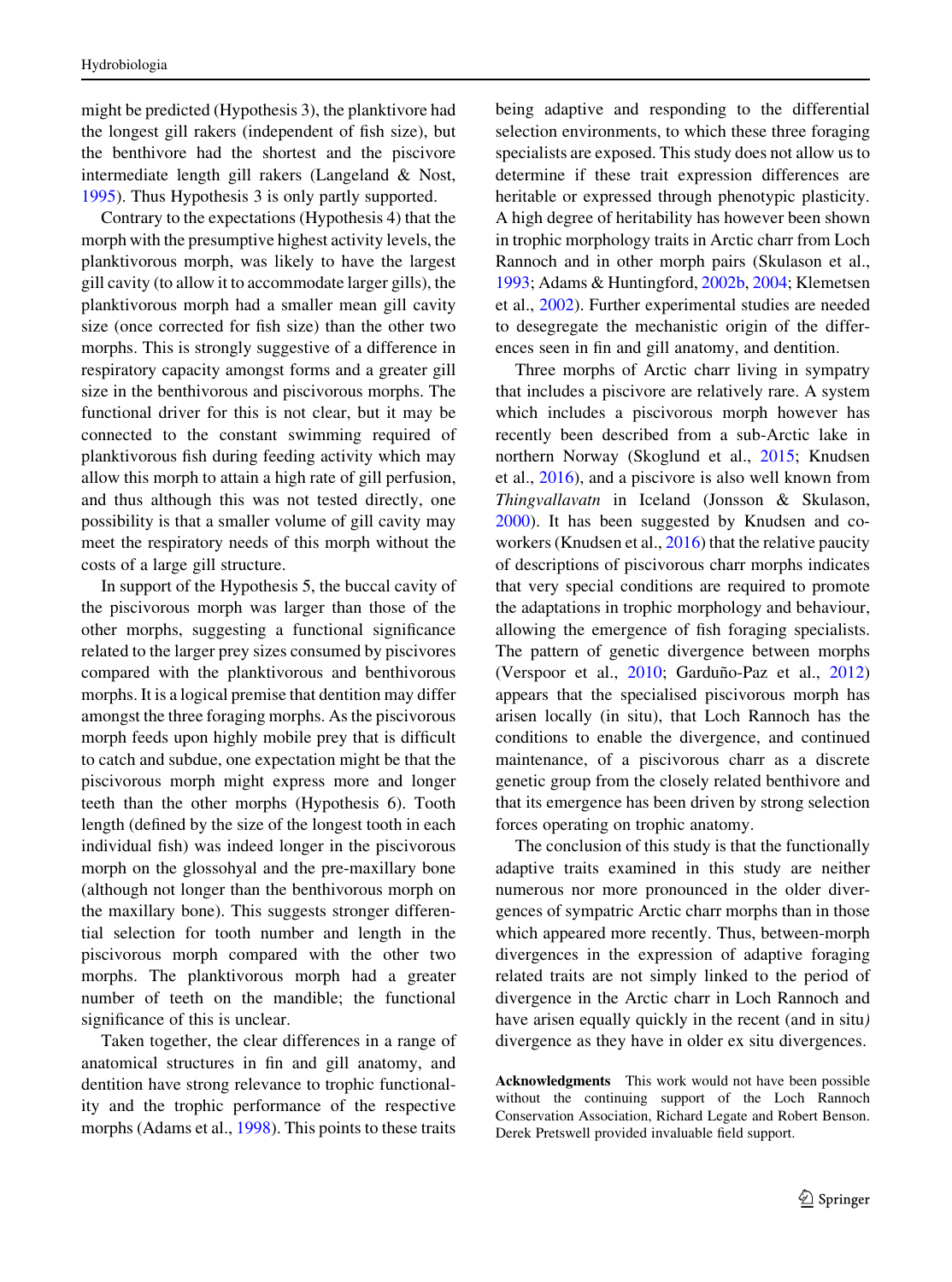might be predicted (Hypothesis 3), the planktivore had the longest gill rakers (independent of fish size), but the benthivore had the shortest and the piscivore intermediate length gill rakers (Langeland & Nost, 1995). Thus Hypothesis 3 is only partly supported.

Contrary to the expectations (Hypothesis 4) that the morph with the presumptive highest activity levels, the planktivorous morph, was likely to have the largest gill cavity (to allow it to accommodate larger gills), the planktivorous morph had a smaller mean gill cavity size (once corrected for fish size) than the other two morphs. This is strongly suggestive of a difference in respiratory capacity amongst forms and a greater gill size in the benthivorous and piscivorous morphs. The functional driver for this is not clear, but it may be connected to the constant swimming required of planktivorous fish during feeding activity which may allow this morph to attain a high rate of gill perfusion, and thus although this was not tested directly, one possibility is that a smaller volume of gill cavity may meet the respiratory needs of this morph without the costs of a large gill structure.

In support of the Hypothesis 5, the buccal cavity of the piscivorous morph was larger than those of the other morphs, suggesting a functional significance related to the larger prey sizes consumed by piscivores compared with the planktivorous and benthivorous morphs. It is a logical premise that dentition may differ amongst the three foraging morphs. As the piscivorous morph feeds upon highly mobile prey that is difficult to catch and subdue, one expectation might be that the piscivorous morph might express more and longer teeth than the other morphs (Hypothesis 6). Tooth length (defined by the size of the longest tooth in each individual fish) was indeed longer in the piscivorous morph on the glossohyal and the pre-maxillary bone (although not longer than the benthivorous morph on the maxillary bone). This suggests stronger differential selection for tooth number and length in the piscivorous morph compared with the other two morphs. The planktivorous morph had a greater number of teeth on the mandible; the functional significance of this is unclear.

Taken together, the clear differences in a range of anatomical structures in fin and gill anatomy, and dentition have strong relevance to trophic functionality and the trophic performance of the respective morphs (Adams et al., 1998). This points to these traits being adaptive and responding to the differential selection environments, to which these three foraging specialists are exposed. This study does not allow us to determine if these trait expression differences are heritable or expressed through phenotypic plasticity. A high degree of heritability has however been shown in trophic morphology traits in Arctic charr from Loch Rannoch and in other morph pairs (Skulason et al., 1993; Adams & Huntingford, 2002b, 2004; Klemetsen et al., 2002). Further experimental studies are needed to desegregate the mechanistic origin of the differences seen in fin and gill anatomy, and dentition.

Three morphs of Arctic charr living in sympatry that includes a piscivore are relatively rare. A system which includes a piscivorous morph however has recently been described from a sub-Arctic lake in northern Norway (Skoglund et al., 2015; Knudsen et al., 2016), and a piscivore is also well known from *Thingvallavatn* in Iceland (Jonsson & Skulason, 2000). It has been suggested by Knudsen and co-workers (Knudsen et al., 2016) that the relative paucity of descriptions of piscivorous charr morphs indicates that very special conditions are required to promote the adaptations in trophic morphology and behaviour, allowing the emergence of fish foraging specialists. The pattern of genetic divergence between morphs (Verspoor et al., 2010; Garduño-Paz et al., 2012) appears that the specialised piscivorous morph has arisen locally (in situ), that Loch Rannoch has the conditions to enable the divergence, and continued maintenance, of a piscivorous charr as a discrete genetic group from the closely related benthivore and that its emergence has been driven by strong selection forces operating on trophic anatomy.

The conclusion of this study is that the functionally adaptive traits examined in this study are neither numerous nor more pronounced in the older divergences of sympatric Arctic charr morphs than in those which appeared more recently. Thus, between-morph divergences in the expression of adaptive foraging related traits are not simply linked to the period of divergence in the Arctic charr in Loch Rannoch and have arisen equally quickly in the recent (and in situ) divergence as they have in older ex situ divergences.

**Acknowledgments** This work would not have been possible without the continuing support of the Loch Rannoch Conservation Association, Richard Legate and Robert Benson. Derek Pretswell provided invaluable field support.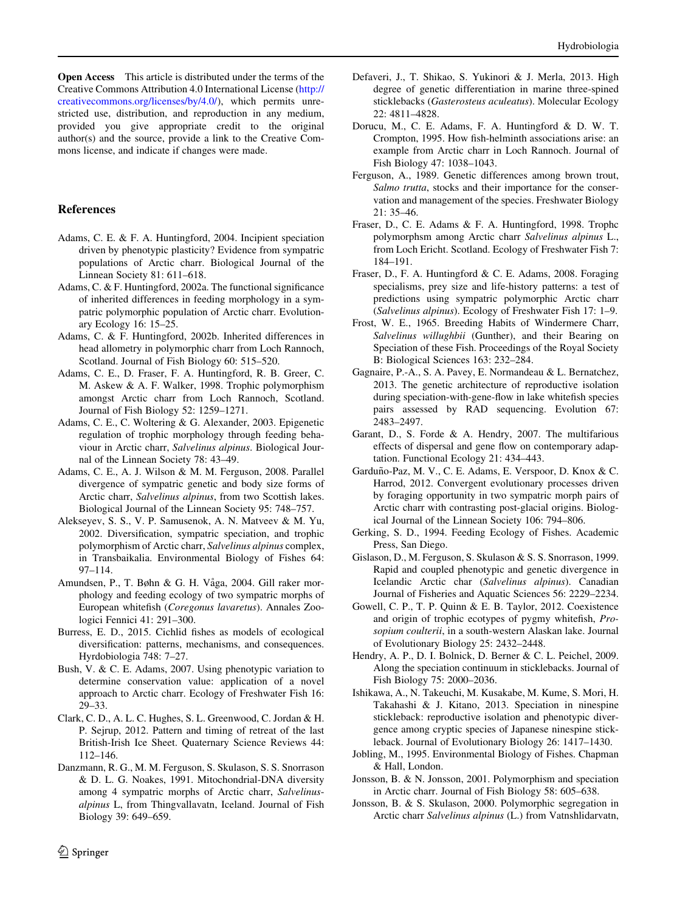**Open Access** This article is distributed under the terms of the Creative Commons Attribution 4.0 International License (http://creativecommons.org/licenses/by/4.0/), which permits unrestricted use, distribution, and reproduction in any medium, provided you give appropriate credit to the original author(s) and the source, provide a link to the Creative Commons license, and indicate if changes were made.

## References

Adams, C. E. & F. A. Huntingford, 2004. Incipient speciation driven by phenotypic plasticity? Evidence from sympatric populations of Arctic charr. Biological Journal of the Linnean Society 81: 611–618.

Adams, C. & F. Huntingford, 2002a. The functional significance of inherited differences in feeding morphology in a sympatric polymorphic population of Arctic charr. Evolutionary Ecology 16: 15–25.

Adams, C. & F. Huntingford, 2002b. Inherited differences in head allometry in polymorphic charr from Loch Rannoch, Scotland. Journal of Fish Biology 60: 515–520.

Adams, C. E., D. Fraser, F. A. Huntingford, R. B. Greer, C. M. Askew & A. F. Walker, 1998. Trophic polymorphism amongst Arctic charr from Loch Rannoch, Scotland. Journal of Fish Biology 52: 1259–1271.

Adams, C. E., C. Woltering & G. Alexander, 2003. Epigenetic regulation of trophic morphology through feeding behaviour in Arctic charr, *Salvelinus alpinus*. Biological Journal of the Linnean Society 78: 43–49.

Adams, C. E., A. J. Wilson & M. M. Ferguson, 2008. Parallel divergence of sympatric genetic and body size forms of Arctic charr, *Salvelinus alpinus*, from two Scottish lakes. Biological Journal of the Linnean Society 95: 748–757.

Alekseyev, S. S., V. P. Samusenok, A. N. Matveev & M. Yu, 2002. Diversification, sympatric speciation, and trophic polymorphism of Arctic charr, *Salvelinus alpinus* complex, in Transbaikalia. Environmental Biology of Fishes 64: 97–114.

Amundsen, P., T. Bøhn & G. H. Våga, 2004. Gill raker morphology and feeding ecology of two sympatric morphs of European whitefish (*Coregonus lavaretus*). Annales Zoologici Fennici 41: 291–300.

Burress, E. D., 2015. Cichlid fishes as models of ecological diversification: patterns, mechanisms, and consequences. Hyrdobiologia 748: 7–27.

Bush, V. & C. E. Adams, 2007. Using phenotypic variation to determine conservation value: application of a novel approach to Arctic charr. Ecology of Freshwater Fish 16: 29–33.

Clark, C. D., A. L. C. Hughes, S. L. Greenwood, C. Jordan & H. P. Sejrup, 2012. Pattern and timing of retreat of the last British-Irish Ice Sheet. Quaternary Science Reviews 44: 112–146.

Danzmann, R. G., M. M. Ferguson, S. Skulason, S. S. Snorrason & D. L. G. Noakes, 1991. Mitochondrial-DNA diversity among 4 sympatric morphs of Arctic charr, *Salvelinus-alpinus* L, from Thingvallavatn, Iceland. Journal of Fish Biology 39: 649–659.

Defaveri, J., T. Shikao, S. Yukinori & J. Merla, 2013. High degree of genetic differentiation in marine three-spined sticklebacks (*Gasterosteus aculeatus*). Molecular Ecology 22: 4811–4828.

Dorucu, M., C. E. Adams, F. A. Huntingford & D. W. T. Crompton, 1995. How fish-helminth associations arise: an example from Arctic charr in Loch Rannoch. Journal of Fish Biology 47: 1038–1043.

Ferguson, A., 1989. Genetic differences among brown trout, *Salmo trutta*, stocks and their importance for the conservation and management of the species. Freshwater Biology 21: 35–46.

Fraser, D., C. E. Adams & F. A. Huntingford, 1998. Trophc polymorphsm among Arctic charr *Salvelinus alpinus* L., from Loch Ericht. Scotland. Ecology of Freshwater Fish 7: 184–191.

Fraser, D., F. A. Huntingford & C. E. Adams, 2008. Foraging specialisms, prey size and life-history patterns: a test of predictions using sympatric polymorphic Arctic charr (*Salvelinus alpinus*). Ecology of Freshwater Fish 17: 1–9.

Frost, W. E., 1965. Breeding Habits of Windermere Charr, *Salvelinus willughbii* (Gunther), and their Bearing on Speciation of these Fish. Proceedings of the Royal Society B: Biological Sciences 163: 232–284.

Gagnaire, P.-A., S. A. Pavey, E. Normandeau & L. Bernatchez, 2013. The genetic architecture of reproductive isolation during speciation-with-gene-flow in lake whitefish species pairs assessed by RAD sequencing. Evolution 67: 2483–2497.

Garant, D., S. Forde & A. Hendry, 2007. The multifarious effects of dispersal and gene flow on contemporary adaptation. Functional Ecology 21: 434–443.

Garduño-Paz, M. V., C. E. Adams, E. Verspoor, D. Knox & C. Harrod, 2012. Convergent evolutionary processes driven by foraging opportunity in two sympatric morph pairs of Arctic charr with contrasting post-glacial origins. Biological Journal of the Linnean Society 106: 794–806.

Gerking, S. D., 1994. Feeding Ecology of Fishes. Academic Press, San Diego.

Gislason, D., M. Ferguson, S. Skulason & S. S. Snorrason, 1999. Rapid and coupled phenotypic and genetic divergence in Icelandic Arctic char (*Salvelinus alpinus*). Canadian Journal of Fisheries and Aquatic Sciences 56: 2229–2234.

Gowell, C. P., T. P. Quinn & E. B. Taylor, 2012. Coexistence and origin of trophic ecotypes of pygmy whitefish, *Prosopium coulterii*, in a south-western Alaskan lake. Journal of Evolutionary Biology 25: 2432–2448.

Hendry, A. P., D. I. Bolnick, D. Berner & C. L. Peichel, 2009. Along the speciation continuum in sticklebacks. Journal of Fish Biology 75: 2000–2036.

Ishikawa, A., N. Takeuchi, M. Kusakabe, M. Kume, S. Mori, H. Takahashi & J. Kitano, 2013. Speciation in ninespine stickleback: reproductive isolation and phenotypic divergence among cryptic species of Japanese ninespine stickleback. Journal of Evolutionary Biology 26: 1417–1430.

Jobling, M., 1995. Environmental Biology of Fishes. Chapman & Hall, London.

Jonsson, B. & N. Jonsson, 2001. Polymorphism and speciation in Arctic charr. Journal of Fish Biology 58: 605–638.

Jonsson, B. & S. Skulason, 2000. Polymorphic segregation in Arctic charr *Salvelinus alpinus* (L.) from Vatnshlidarvatn,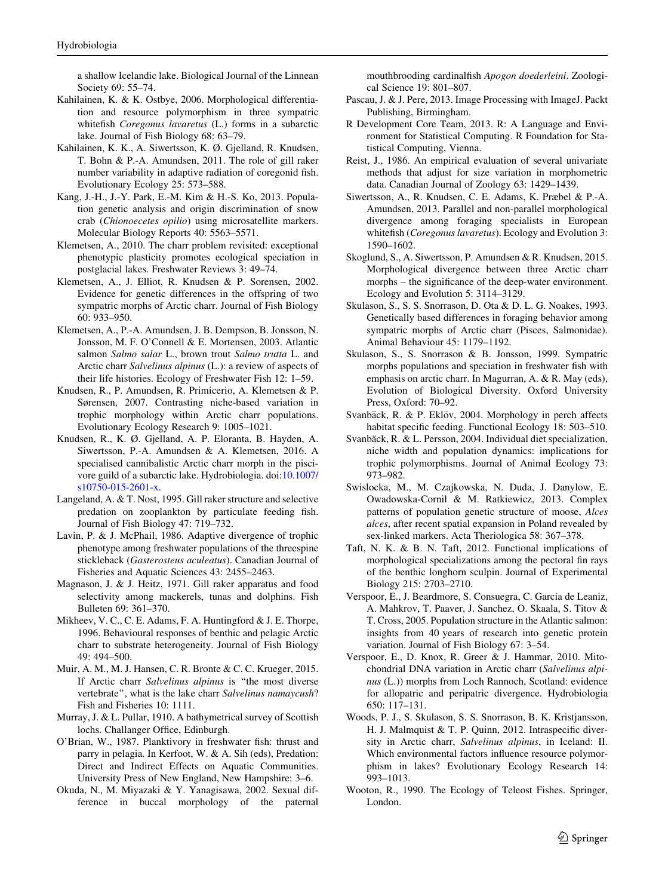a shallow Icelandic lake. Biological Journal of the Linnean Society 69: 55–74.

Kahilainen, K. & K. Ostbye, 2006. Morphological differentiation and resource polymorphism in three sympatric whitefish *Coregonus lavaretus* (L.) forms in a subarctic lake. Journal of Fish Biology 68: 63–79.

Kahilainen, K. K., A. Siwertsson, K. Ø. Gjelland, R. Knudsen, T. Bohn & P.-A. Amundsen, 2011. The role of gill raker number variability in adaptive radiation of coregonid fish. Evolutionary Ecology 25: 573–588.

Kang, J.-H., J.-Y. Park, E.-M. Kim & H.-S. Ko, 2013. Population genetic analysis and origin discrimination of snow crab (*Chionoecetes opilio*) using microsatellite markers. Molecular Biology Reports 40: 5563–5571.

Klemetsen, A., 2010. The charr problem revisited: exceptional phenotypic plasticity promotes ecological speciation in postglacial lakes. Freshwater Reviews 3: 49–74.

Klemetsen, A., J. Elliot, R. Knudsen & P. Sorensen, 2002. Evidence for genetic differences in the offspring of two sympatric morphs of Arctic charr. Journal of Fish Biology 60: 933–950.

Klemetsen, A., P.-A. Amundsen, J. B. Dempson, B. Jonsson, N. Jonsson, M. F. O'Connell & E. Mortensen, 2003. Atlantic salmon *Salmo salar* L., brown trout *Salmo trutta* L. and Arctic charr *Salvelinus alpinus* (L.): a review of aspects of their life histories. Ecology of Freshwater Fish 12: 1–59.

Knudsen, R., P. Amundsen, R. Primicerio, A. Klemetsen & P. Sørensen, 2007. Contrasting niche-based variation in trophic morphology within Arctic charr populations. Evolutionary Ecology Research 9: 1005–1021.

Knudsen, R., K. Ø. Gjelland, A. P. Eloranta, B. Hayden, A. Siwertsson, P.-A. Amundsen & A. Klemetsen, 2016. A specialised cannibalistic Arctic charr morph in the piscivore guild of a subarctic lake. Hydrobiologia. doi:10.1007/s10750-015-2601-x.

Langeland, A. & T. Nost, 1995. Gill raker structure and selective predation on zooplankton by particulate feeding fish. Journal of Fish Biology 47: 719–732.

Lavin, P. & J. McPhail, 1986. Adaptive divergence of trophic phenotype among freshwater populations of the threespine stickleback (*Gasterosteus aculeatus*). Canadian Journal of Fisheries and Aquatic Sciences 43: 2455–2463.

Magnason, J. & J. Heitz, 1971. Gill raker apparatus and food selectivity among mackerels, tunas and dolphins. Fish Bulleten 69: 361–370.

Mikheev, V. C., C. E. Adams, F. A. Huntingford & J. E. Thorpe, 1996. Behavioural responses of benthic and pelagic Arctic charr to substrate heterogeneity. Journal of Fish Biology 49: 494–500.

Muir, A. M., M. J. Hansen, C. R. Bronte & C. C. Krueger, 2015. If Arctic charr *Salvelinus alpinus* is "the most diverse vertebrate", what is the lake charr *Salvelinus namaycush*? Fish and Fisheries 10: 1111.

Murray, J. & L. Pullar, 1910. A bathymetrical survey of Scottish lochs. Challanger Office, Edinburgh.

O'Brian, W., 1987. Planktivory in freshwater fish: thrust and parry in pelagia. In Kerfoot, W. & A. Sih (eds), Predation: Direct and Indirect Effects on Aquatic Communities. University Press of New England, New Hampshire: 3–6.

Okuda, N., M. Miyazaki & Y. Yanagisawa, 2002. Sexual difference in buccal morphology of the paternal mouthbrooding cardinalfish *Apogon doederleini*. Zoological Science 19: 801–807.

Pascau, J. & J. Pere, 2013. Image Processing with ImageJ. Packt Publishing, Birmingham.

R Development Core Team, 2013. R: A Language and Environment for Statistical Computing. R Foundation for Statistical Computing, Vienna.

Reist, J., 1986. An empirical evaluation of several univariate methods that adjust for size variation in morphometric data. Canadian Journal of Zoology 63: 1429–1439.

Siwertsson, A., R. Knudsen, C. E. Adams, K. Præbel & P.-A. Amundsen, 2013. Parallel and non-parallel morphological divergence among foraging specialists in European whitefish (*Coregonus lavaretus*). Ecology and Evolution 3: 1590–1602.

Skoglund, S., A. Siwertsson, P. Amundsen & R. Knudsen, 2015. Morphological divergence between three Arctic charr morphs – the significance of the deep-water environment. Ecology and Evolution 5: 3114–3129.

Skulason, S., S. S. Snorrason, D. Ota & D. L. G. Noakes, 1993. Genetically based differences in foraging behavior among sympatric morphs of Arctic charr (Pisces, Salmonidae). Animal Behaviour 45: 1179–1192.

Skulason, S., S. Snorrason & B. Jonsson, 1999. Sympatric morphs populations and speciation in freshwater fish with emphasis on arctic charr. In Magurran, A. & R. May (eds), Evolution of Biological Diversity. Oxford University Press, Oxford: 70–92.

Svanbäck, R. & P. Eklöv, 2004. Morphology in perch affects habitat specific feeding. Functional Ecology 18: 503–510.

Svanbäck, R. & L. Persson, 2004. Individual diet specialization, niche width and population dynamics: implications for trophic polymorphisms. Journal of Animal Ecology 73: 973–982.

Swislocka, M., M. Czajkowska, N. Duda, J. Danylow, E. Owadowska-Cornil & M. Ratkiewicz, 2013. Complex patterns of population genetic structure of moose, *Alces alces*, after recent spatial expansion in Poland revealed by sex-linked markers. Acta Theriologica 58: 367–378.

Taft, N. K. & B. N. Taft, 2012. Functional implications of morphological specializations among the pectoral fin rays of the benthic longhorn sculpin. Journal of Experimental Biology 215: 2703–2710.

Verspoor, E., J. Beardmore, S. Consuegra, C. Garcia de Leaniz, A. Mahkrov, T. Paaver, J. Sanchez, O. Skaala, S. Titov & T. Cross, 2005. Population structure in the Atlantic salmon: insights from 40 years of research into genetic protein variation. Journal of Fish Biology 67: 3–54.

Verspoor, E., D. Knox, R. Greer & J. Hammar, 2010. Mitochondrial DNA variation in Arctic charr (*Salvelinus alpinus* (L.)) morphs from Loch Rannoch, Scotland: evidence for allopatric and peripatric divergence. Hydrobiologia 650: 117–131.

Woods, P. J., S. Skulason, S. S. Snorrason, B. K. Kristjansson, H. J. Malmquist & T. P. Quinn, 2012. Intraspecific diversity in Arctic charr, *Salvelinus alpinus*, in Iceland: II. Which environmental factors influence resource polymorphism in lakes? Evolutionary Ecology Research 14: 993–1013.

Wooton, R., 1990. The Ecology of Teleost Fishes. Springer, London.